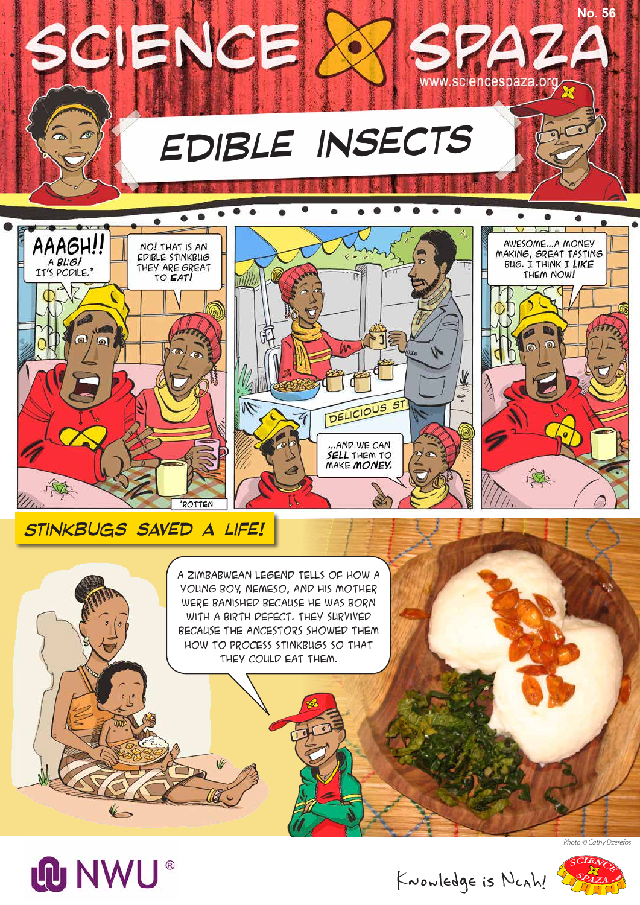# SCIENCE SPAZA

No. 56

www.sciencespaza.org

## EDIBLE INSECTS

AAAGH!! A *BUG!* IT'S PODILE.*

NO! THAT IS AN EDIBLE STINKBUG THEY ARE GREAT TO *EAT!*

*ROTTEN

DELICIOUS ST

...AND WE CAN *SELL* THEM TO MAKE *MONEY.*

AWESOME...A MONEY MAKING, GREAT TASTING BUG. I THINK I *LIKE* THEM NOW!

## STINKBUGS SAVED A LIFE!

A ZIMBABWEAN LEGEND TELLS OF HOW A YOUNG BOY, NEMESO, AND HIS MOTHER WERE BANISHED BECAUSE HE WAS BORN WITH A BIRTH DEFECT. THEY SURVIVED BECAUSE THE ANCESTORS SHOWED THEM HOW TO PROCESS STINKBUGS SO THAT THEY COULD EAT THEM.

Photo © Cathy Dzerefos

NWU®

Knowledge is Ncah!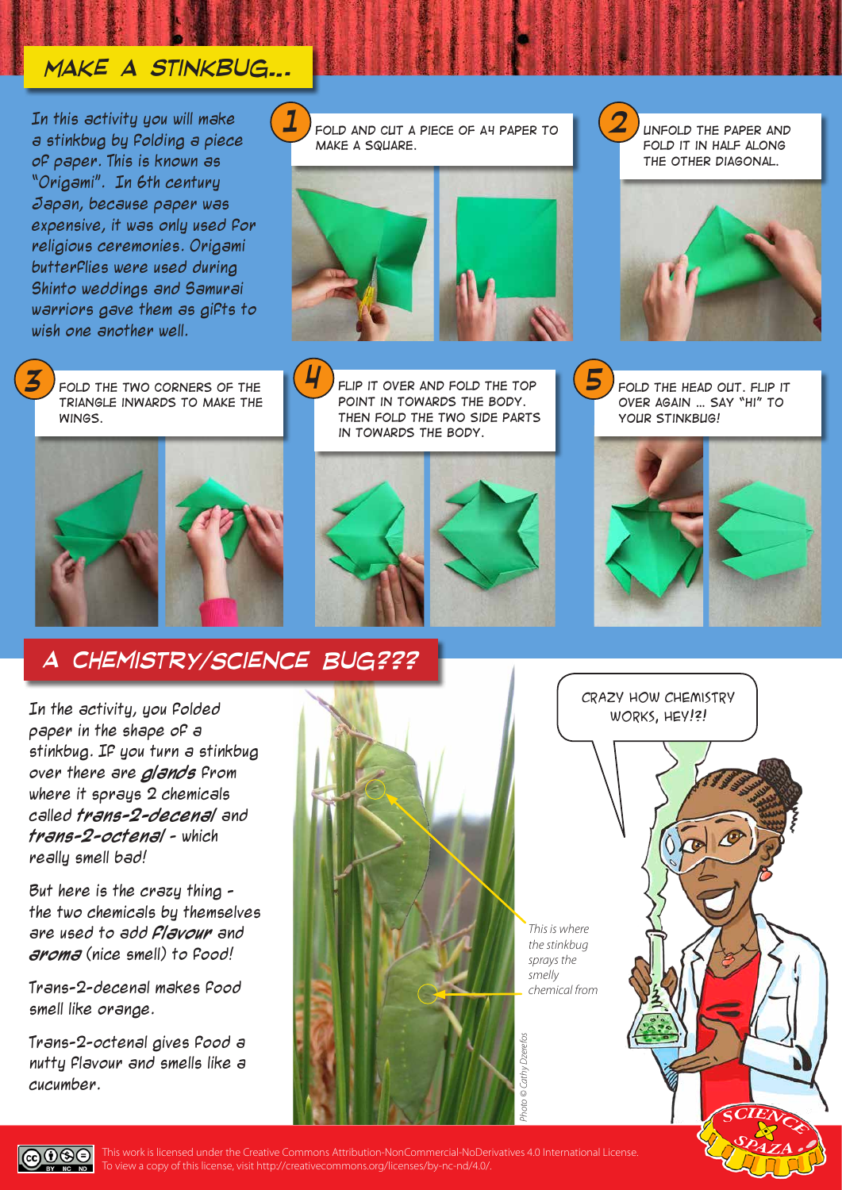# MAKE A STINKBUG...

In this activity you will make a stinkbug by folding a piece of paper. This is known as "Origami". In 6th century Japan, because paper was expensive, it was only used for religious ceremonies. Origami butterflies were used during Shinto weddings and Samurai warriors gave them as gifts to wish one another well.

**1** FOLD AND CUT A PIECE OF A4 PAPER TO MAKE A SQUARE.

**2** UNFOLD THE PAPER AND FOLD IT IN HALF ALONG THE OTHER DIAGONAL.

**3** FOLD THE TWO CORNERS OF THE TRIANGLE INWARDS TO MAKE THE WINGS.

**4** FLIP IT OVER AND FOLD THE TOP POINT IN TOWARDS THE BODY. THEN FOLD THE TWO SIDE PARTS IN TOWARDS THE BODY.

**5** FOLD THE HEAD OUT. FLIP IT OVER AGAIN ... SAY "HI" TO YOUR STINKBUG!

## A CHEMISTRY/SCIENCE BUG???

In the activity, you folded paper in the shape of a stinkbug. If you turn a stinkbug over there are ***glands*** from where it sprays 2 chemicals called ***trans-2-decenal*** and ***trans-2-octenal*** - which really smell bad!

But here is the crazy thing - the two chemicals by themselves are used to add ***flavour*** and ***aroma*** (nice smell) to food!

Trans-2-decenal makes food smell like orange.

Trans-2-octenal gives food a nutty flavour and smells like a cucumber.

*This is where the stinkbug sprays the smelly chemical from*

*Photo © Cathy Dzerefos*

CRAZY HOW CHEMISTRY WORKS, HEY!?!

This work is licensed under the Creative Commons Attribution-NonCommercial-NoDerivatives 4.0 International License. To view a copy of this license, visit http://creativecommons.org/licenses/by-nc-nd/4.0/.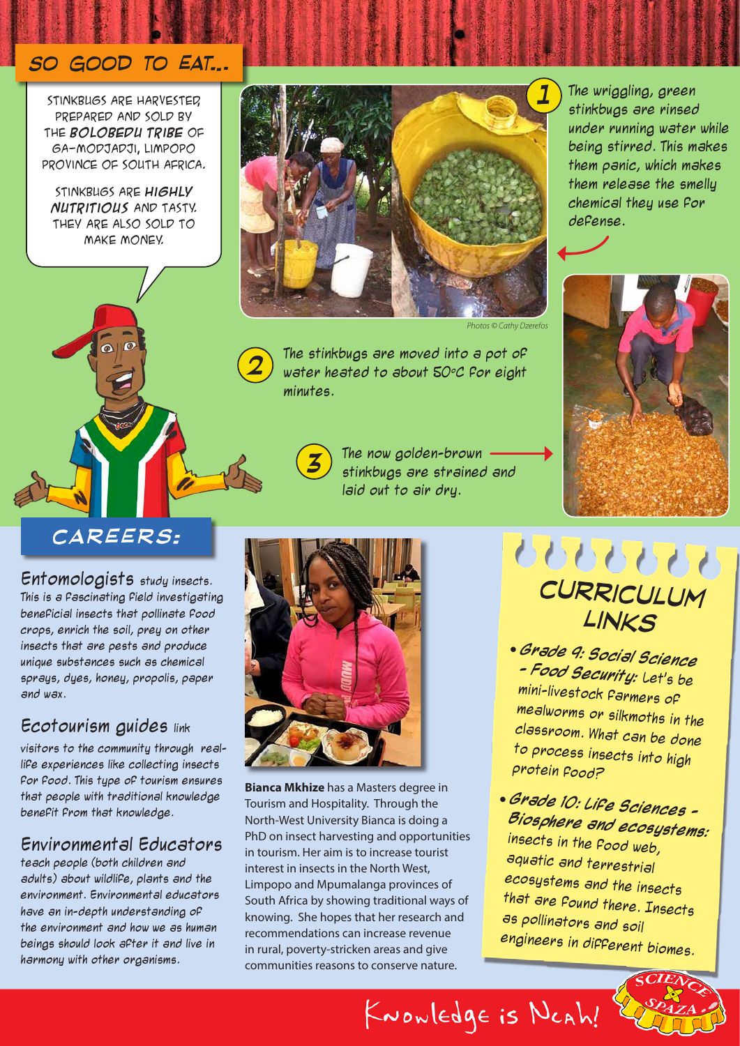## SO GOOD TO EAT...

STINKBUGS ARE HARVESTED, PREPARED AND SOLD BY THE ***BOLOBEDU TRIBE*** OF GA-MODJADJI, LIMPOPO PROVINCE OF SOUTH AFRICA.

STINKBUGS ARE ***HIGHLY NUTRITIOUS*** AND TASTY. THEY ARE ALSO SOLD TO MAKE MONEY.

Photos © Cathy Dzerefos

1. The wriggling, green stinkbugs are rinsed under running water while being stirred. This makes them panic, which makes them release the smelly chemical they use for defense.
2. The stinkbugs are moved into a pot of water heated to about 50°C for eight minutes.
3. The now golden-brown stinkbugs are strained and laid out to air dry.

## CAREERS:

**Entomologists** study insects. This is a fascinating field investigating beneficial insects that pollinate food crops, enrich the soil, prey on other insects that are pests and produce unique substances such as chemical sprays, dyes, honey, propolis, paper and wax.

**Ecotourism guides** link visitors to the community through real-life experiences like collecting insects for food. This type of tourism ensures that people with traditional knowledge benefit from that knowledge.

**Environmental Educators** teach people (both children and adults) about wildlife, plants and the environment. Environmental educators have an in-depth understanding of the environment and how we as human beings should look after it and live in harmony with other organisms.

**Bianca Mkhize** has a Masters degree in Tourism and Hospitality. Through the North-West University Bianca is doing a PhD on insect harvesting and opportunities in tourism. Her aim is to increase tourist interest in insects in the North West, Limpopo and Mpumalanga provinces of South Africa by showing traditional ways of knowing. She hopes that her research and recommendations can increase revenue in rural, poverty-stricken areas and give communities reasons to conserve nature.

## CURRICULUM LINKS

- ***Grade 9: Social Science - Food Security:*** Let's be mini-livestock farmers of mealworms or silkmoths in the classroom. What can be done to process insects into high protein food?
- ***Grade 10: Life Sciences - Biosphere and ecosystems:*** insects in the food web, aquatic and terrestrial ecosystems and the insects that are found there. Insects as pollinators and soil engineers in different biomes.

Knowledge is Ncah!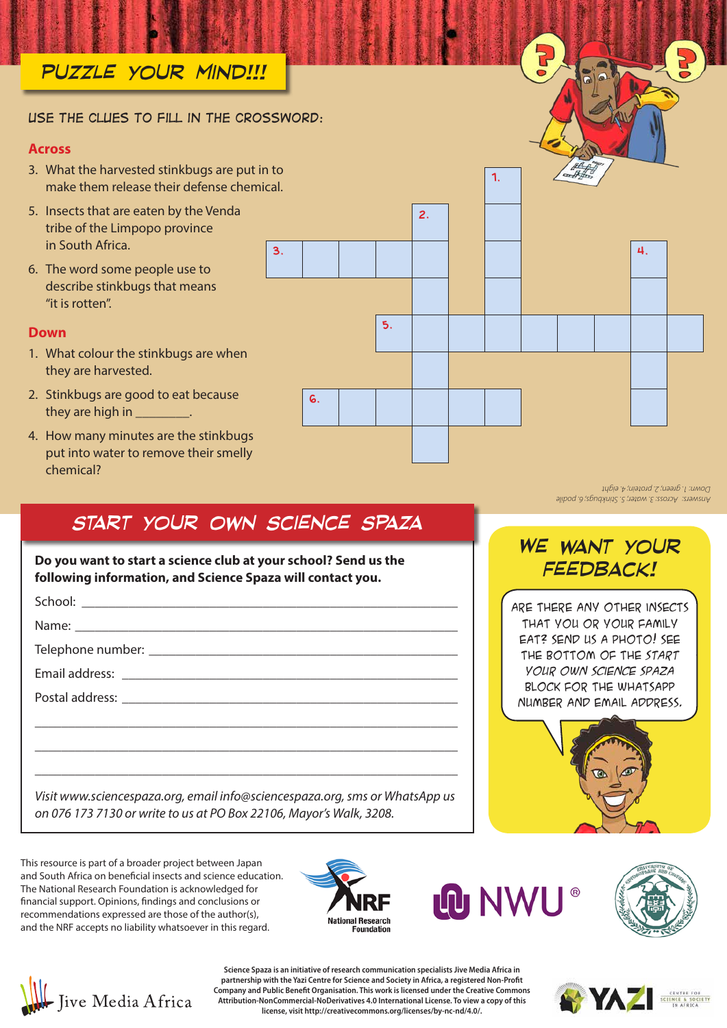# PUZZLE YOUR MIND!!!

USE THE CLUES TO FILL IN THE CROSSWORD:

**Across**

3. What the harvested stinkbugs are put in to make them release their defense chemical.
5. Insects that are eaten by the Venda tribe of the Limpopo province in South Africa.
6. The word some people use to describe stinkbugs that means "it is rotten".

**Down**

1. What colour the stinkbugs are when they are harvested.
2. Stinkbugs are good to eat because they are high in ________.
4. How many minutes are the stinkbugs put into water to remove their smelly chemical?

*Answers: Across: 3. water; 5. Stinkbugs; 6. podile*
*Down: 1. green; 2. protein; 4. eight*

## START YOUR OWN SCIENCE SPAZA

**Do you want to start a science club at your school? Send us the following information, and Science Spaza will contact you.**

School: ____________________

Name: ____________________

Telephone number: ____________________

Email address: ____________________

Postal address: ____________________

____________________

____________________

____________________

*Visit www.sciencespaza.org, email info@sciencespaza.org, sms or WhatsApp us on 076 173 7130 or write to us at PO Box 22106, Mayor's Walk, 3208.*

## WE WANT YOUR FEEDBACK!

ARE THERE ANY OTHER INSECTS THAT YOU OR YOUR FAMILY EAT? SEND US A PHOTO! SEE THE BOTTOM OF THE *START YOUR OWN SCIENCE SPAZA* BLOCK FOR THE WHATSAPP NUMBER AND EMAIL ADDRESS.

This resource is part of a broader project between Japan and South Africa on beneficial insects and science education. The National Research Foundation is acknowledged for financial support. Opinions, findings and conclusions or recommendations expressed are those of the author(s), and the NRF accepts no liability whatsoever in this regard.

NRF National Research Foundation

NWU®

Jive Media Africa

Science Spaza is an initiative of research communication specialists Jive Media Africa in partnership with the Yazi Centre for Science and Society in Africa, a registered Non-Profit Company and Public Benefit Organisation. This work is licensed under the Creative Commons Attribution-NonCommercial-NoDerivatives 4.0 International License. To view a copy of this license, visit http://creativecommons.org/licenses/by-nc-nd/4.0/.

YAZI Centre for Science & Society in Africa